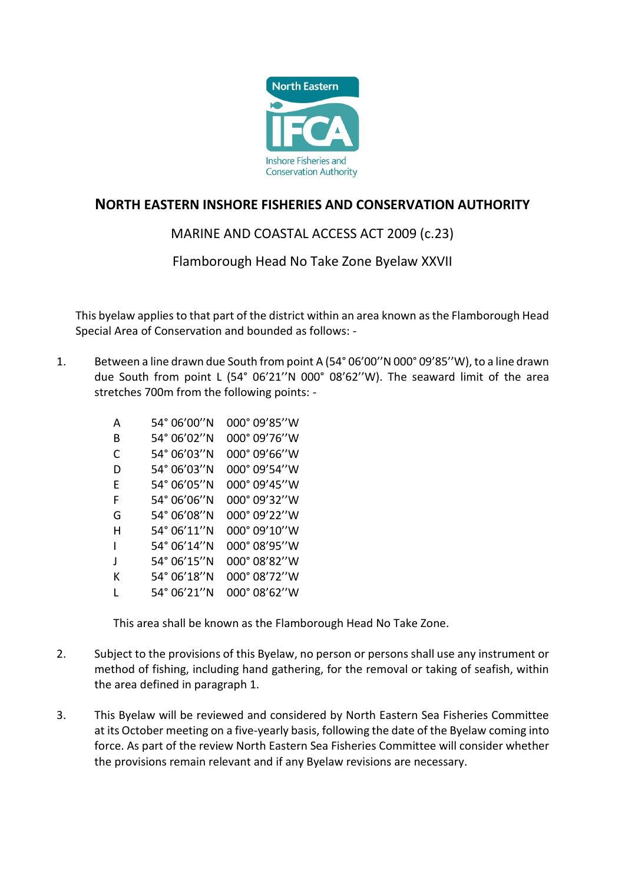North Eastern IFCA
Inshore Fisheries and Conservation Authority

# NORTH EASTERN INSHORE FISHERIES AND CONSERVATION AUTHORITY

## MARINE AND COASTAL ACCESS ACT 2009 (c.23)

## Flamborough Head No Take Zone Byelaw XXVII

This byelaw applies to that part of the district within an area known as the Flamborough Head Special Area of Conservation and bounded as follows: -

1. Between a line drawn due South from point A (54° 06'00''N 000° 09'85''W), to a line drawn due South from point L (54° 06'21''N 000° 08'62''W). The seaward limit of the area stretches 700m from the following points: -

| | | |
|---|---|---|
| A | 54° 06'00''N | 000° 09'85''W |
| B | 54° 06'02''N | 000° 09'76''W |
| C | 54° 06'03''N | 000° 09'66''W |
| D | 54° 06'03''N | 000° 09'54''W |
| E | 54° 06'05''N | 000° 09'45''W |
| F | 54° 06'06''N | 000° 09'32''W |
| G | 54° 06'08''N | 000° 09'22''W |
| H | 54° 06'11''N | 000° 09'10''W |
| I | 54° 06'14''N | 000° 08'95''W |
| J | 54° 06'15''N | 000° 08'82''W |
| K | 54° 06'18''N | 000° 08'72''W |
| L | 54° 06'21''N | 000° 08'62''W |

This area shall be known as the Flamborough Head No Take Zone.

2. Subject to the provisions of this Byelaw, no person or persons shall use any instrument or method of fishing, including hand gathering, for the removal or taking of seafish, within the area defined in paragraph 1.

3. This Byelaw will be reviewed and considered by North Eastern Sea Fisheries Committee at its October meeting on a five-yearly basis, following the date of the Byelaw coming into force. As part of the review North Eastern Sea Fisheries Committee will consider whether the provisions remain relevant and if any Byelaw revisions are necessary.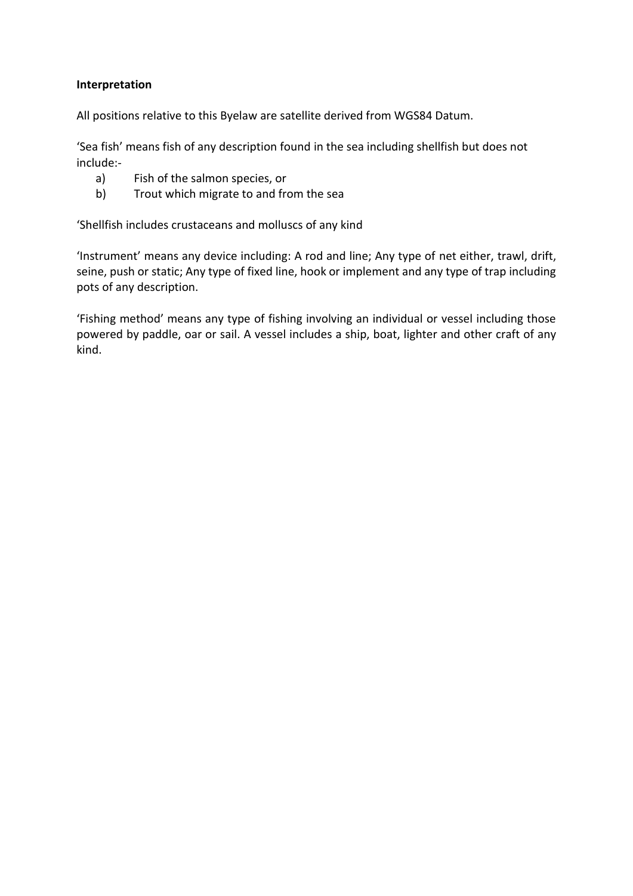**Interpretation**

All positions relative to this Byelaw are satellite derived from WGS84 Datum.

'Sea fish' means fish of any description found in the sea including shellfish but does not include:-

a) Fish of the salmon species, or
b) Trout which migrate to and from the sea

'Shellfish includes crustaceans and molluscs of any kind

'Instrument' means any device including: A rod and line; Any type of net either, trawl, drift, seine, push or static; Any type of fixed line, hook or implement and any type of trap including pots of any description.

'Fishing method' means any type of fishing involving an individual or vessel including those powered by paddle, oar or sail. A vessel includes a ship, boat, lighter and other craft of any kind.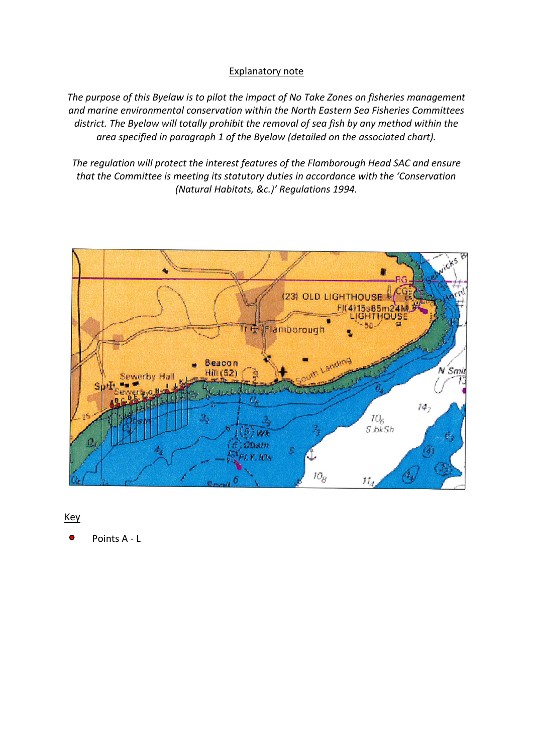Explanatory note

*The purpose of this Byelaw is to pilot the impact of No Take Zones on fisheries management and marine environmental conservation within the North Eastern Sea Fisheries Committees district. The Byelaw will totally prohibit the removal of sea fish by any method within the area specified in paragraph 1 of the Byelaw (detailed on the associated chart).*

*The regulation will protect the interest features of the Flamborough Head SAC and ensure that the Committee is meeting its statutory duties in accordance with the 'Conservation (Natural Habitats, &c.)' Regulations 1994.*

Key

Points A - L